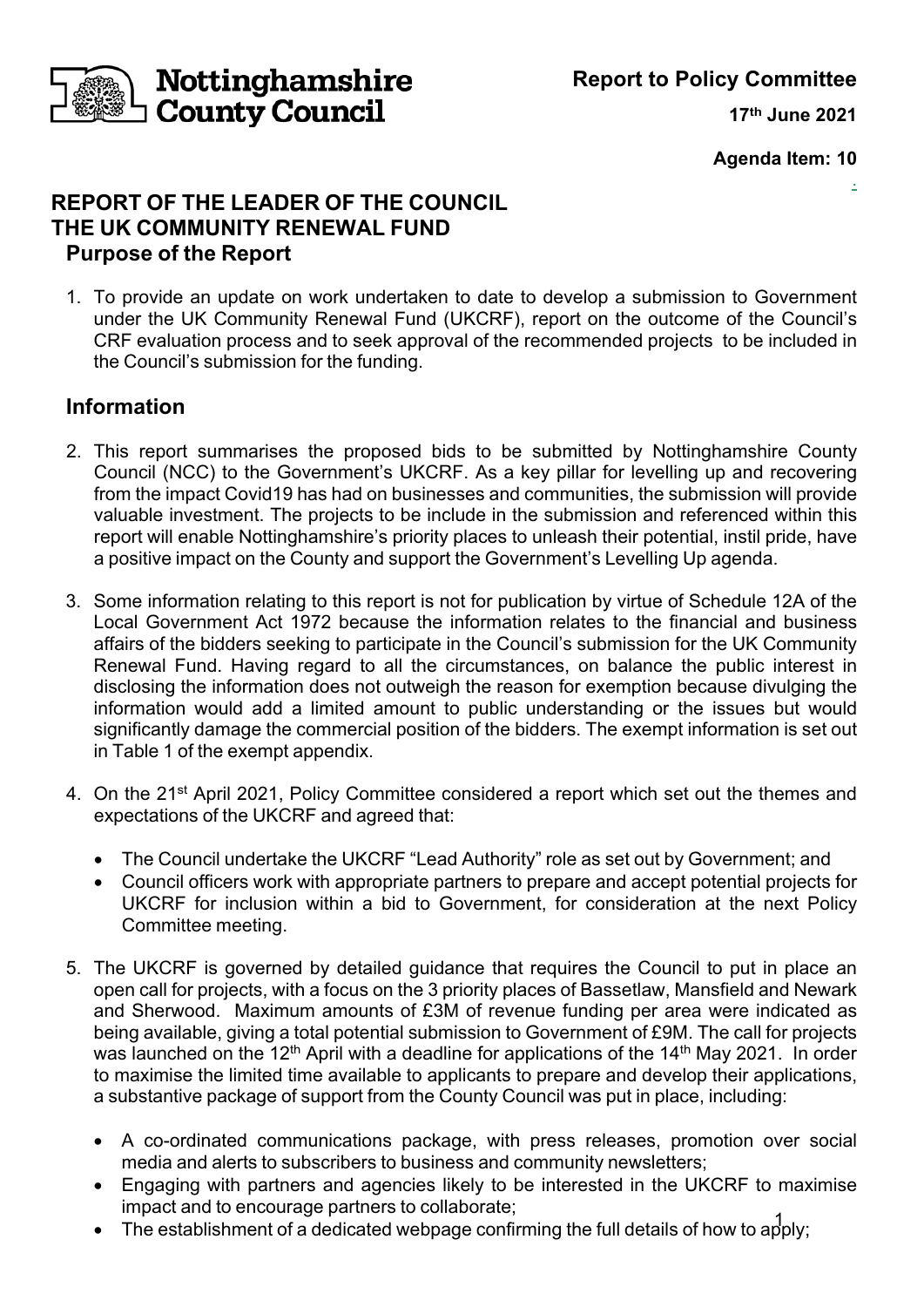**Nottinghamshire County Council**

**Report to Policy Committee**

**17th June 2021**

**Agenda Item: 10**

# REPORT OF THE LEADER OF THE COUNCIL
# THE UK COMMUNITY RENEWAL FUND

## Purpose of the Report

1. To provide an update on work undertaken to date to develop a submission to Government under the UK Community Renewal Fund (UKCRF), report on the outcome of the Council's CRF evaluation process and to seek approval of the recommended projects to be included in the Council's submission for the funding.

## Information

2. This report summarises the proposed bids to be submitted by Nottinghamshire County Council (NCC) to the Government's UKCRF. As a key pillar for levelling up and recovering from the impact Covid19 has had on businesses and communities, the submission will provide valuable investment. The projects to be include in the submission and referenced within this report will enable Nottinghamshire's priority places to unleash their potential, instil pride, have a positive impact on the County and support the Government's Levelling Up agenda.

3. Some information relating to this report is not for publication by virtue of Schedule 12A of the Local Government Act 1972 because the information relates to the financial and business affairs of the bidders seeking to participate in the Council's submission for the UK Community Renewal Fund. Having regard to all the circumstances, on balance the public interest in disclosing the information does not outweigh the reason for exemption because divulging the information would add a limited amount to public understanding or the issues but would significantly damage the commercial position of the bidders. The exempt information is set out in Table 1 of the exempt appendix.

4. On the 21st April 2021, Policy Committee considered a report which set out the themes and expectations of the UKCRF and agreed that:

   - The Council undertake the UKCRF "Lead Authority" role as set out by Government; and
   - Council officers work with appropriate partners to prepare and accept potential projects for UKCRF for inclusion within a bid to Government, for consideration at the next Policy Committee meeting.

5. The UKCRF is governed by detailed guidance that requires the Council to put in place an open call for projects, with a focus on the 3 priority places of Bassetlaw, Mansfield and Newark and Sherwood. Maximum amounts of £3M of revenue funding per area were indicated as being available, giving a total potential submission to Government of £9M. The call for projects was launched on the 12th April with a deadline for applications of the 14th May 2021. In order to maximise the limited time available to applicants to prepare and develop their applications, a substantive package of support from the County Council was put in place, including:

   - A co-ordinated communications package, with press releases, promotion over social media and alerts to subscribers to business and community newsletters;
   - Engaging with partners and agencies likely to be interested in the UKCRF to maximise impact and to encourage partners to collaborate;
   - The establishment of a dedicated webpage confirming the full details of how to apply;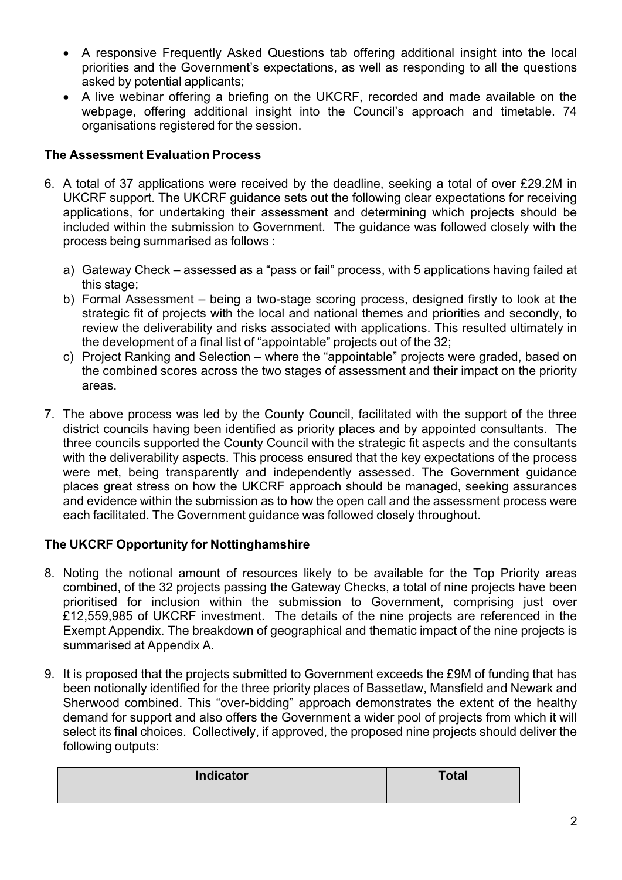- A responsive Frequently Asked Questions tab offering additional insight into the local priorities and the Government's expectations, as well as responding to all the questions asked by potential applicants;
- A live webinar offering a briefing on the UKCRF, recorded and made available on the webpage, offering additional insight into the Council's approach and timetable. 74 organisations registered for the session.

**The Assessment Evaluation Process**

6. A total of 37 applications were received by the deadline, seeking a total of over £29.2M in UKCRF support. The UKCRF guidance sets out the following clear expectations for receiving applications, for undertaking their assessment and determining which projects should be included within the submission to Government. The guidance was followed closely with the process being summarised as follows :

   a) Gateway Check – assessed as a "pass or fail" process, with 5 applications having failed at this stage;
   b) Formal Assessment – being a two-stage scoring process, designed firstly to look at the strategic fit of projects with the local and national themes and priorities and secondly, to review the deliverability and risks associated with applications. This resulted ultimately in the development of a final list of "appointable" projects out of the 32;
   c) Project Ranking and Selection – where the "appointable" projects were graded, based on the combined scores across the two stages of assessment and their impact on the priority areas.

7. The above process was led by the County Council, facilitated with the support of the three district councils having been identified as priority places and by appointed consultants. The three councils supported the County Council with the strategic fit aspects and the consultants with the deliverability aspects. This process ensured that the key expectations of the process were met, being transparently and independently assessed. The Government guidance places great stress on how the UKCRF approach should be managed, seeking assurances and evidence within the submission as to how the open call and the assessment process were each facilitated. The Government guidance was followed closely throughout.

**The UKCRF Opportunity for Nottinghamshire**

8. Noting the notional amount of resources likely to be available for the Top Priority areas combined, of the 32 projects passing the Gateway Checks, a total of nine projects have been prioritised for inclusion within the submission to Government, comprising just over £12,559,985 of UKCRF investment. The details of the nine projects are referenced in the Exempt Appendix. The breakdown of geographical and thematic impact of the nine projects is summarised at Appendix A.

9. It is proposed that the projects submitted to Government exceeds the £9M of funding that has been notionally identified for the three priority places of Bassetlaw, Mansfield and Newark and Sherwood combined. This "over-bidding" approach demonstrates the extent of the healthy demand for support and also offers the Government a wider pool of projects from which it will select its final choices. Collectively, if approved, the proposed nine projects should deliver the following outputs:

| Indicator | Total |
|---|---|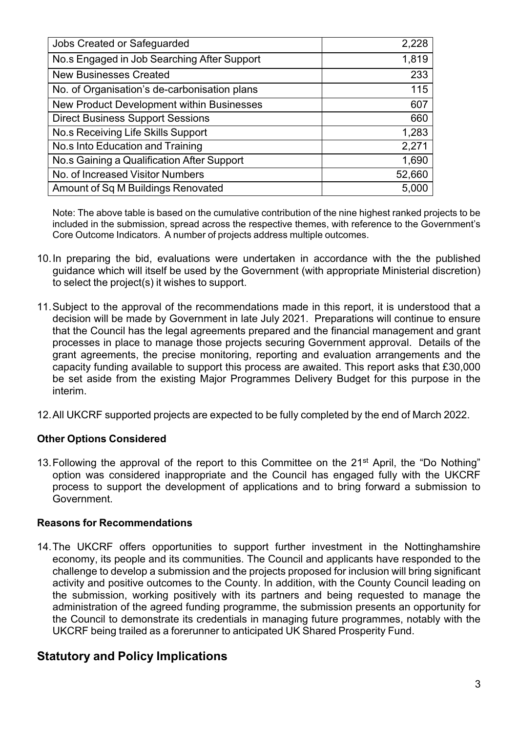| Jobs Created or Safeguarded | 2,228 |
|---|---|
| No.s Engaged in Job Searching After Support | 1,819 |
| New Businesses Created | 233 |
| No. of Organisation's de-carbonisation plans | 115 |
| New Product Development within Businesses | 607 |
| Direct Business Support Sessions | 660 |
| No.s Receiving Life Skills Support | 1,283 |
| No.s Into Education and Training | 2,271 |
| No.s Gaining a Qualification After Support | 1,690 |
| No. of Increased Visitor Numbers | 52,660 |
| Amount of Sq M Buildings Renovated | 5,000 |

Note: The above table is based on the cumulative contribution of the nine highest ranked projects to be included in the submission, spread across the respective themes, with reference to the Government's Core Outcome Indicators. A number of projects address multiple outcomes.

10. In preparing the bid, evaluations were undertaken in accordance with the the published guidance which will itself be used by the Government (with appropriate Ministerial discretion) to select the project(s) it wishes to support.

11. Subject to the approval of the recommendations made in this report, it is understood that a decision will be made by Government in late July 2021. Preparations will continue to ensure that the Council has the legal agreements prepared and the financial management and grant processes in place to manage those projects securing Government approval. Details of the grant agreements, the precise monitoring, reporting and evaluation arrangements and the capacity funding available to support this process are awaited. This report asks that £30,000 be set aside from the existing Major Programmes Delivery Budget for this purpose in the interim.

12. All UKCRF supported projects are expected to be fully completed by the end of March 2022.

**Other Options Considered**

13. Following the approval of the report to this Committee on the 21st April, the "Do Nothing" option was considered inappropriate and the Council has engaged fully with the UKCRF process to support the development of applications and to bring forward a submission to Government.

**Reasons for Recommendations**

14. The UKCRF offers opportunities to support further investment in the Nottinghamshire economy, its people and its communities. The Council and applicants have responded to the challenge to develop a submission and the projects proposed for inclusion will bring significant activity and positive outcomes to the County. In addition, with the County Council leading on the submission, working positively with its partners and being requested to manage the administration of the agreed funding programme, the submission presents an opportunity for the Council to demonstrate its credentials in managing future programmes, notably with the UKCRF being trailed as a forerunner to anticipated UK Shared Prosperity Fund.

## Statutory and Policy Implications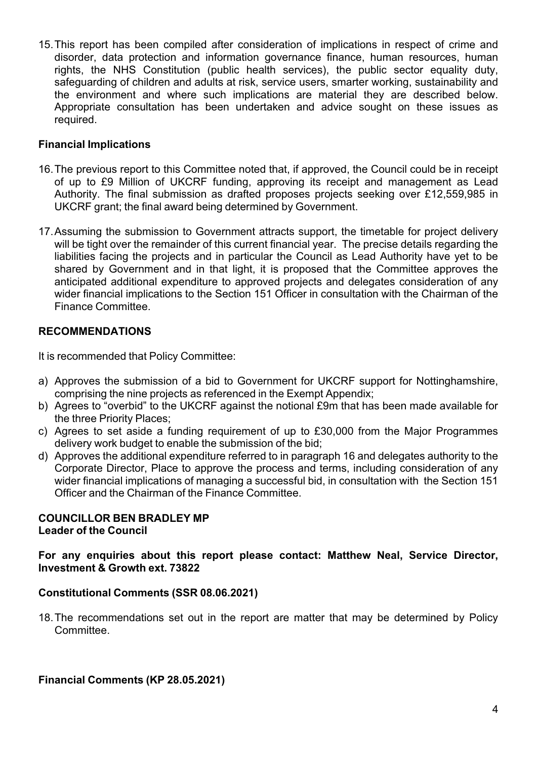15. This report has been compiled after consideration of implications in respect of crime and disorder, data protection and information governance finance, human resources, human rights, the NHS Constitution (public health services), the public sector equality duty, safeguarding of children and adults at risk, service users, smarter working, sustainability and the environment and where such implications are material they are described below. Appropriate consultation has been undertaken and advice sought on these issues as required.

**Financial Implications**

16. The previous report to this Committee noted that, if approved, the Council could be in receipt of up to £9 Million of UKCRF funding, approving its receipt and management as Lead Authority. The final submission as drafted proposes projects seeking over £12,559,985 in UKCRF grant; the final award being determined by Government.

17. Assuming the submission to Government attracts support, the timetable for project delivery will be tight over the remainder of this current financial year. The precise details regarding the liabilities facing the projects and in particular the Council as Lead Authority have yet to be shared by Government and in that light, it is proposed that the Committee approves the anticipated additional expenditure to approved projects and delegates consideration of any wider financial implications to the Section 151 Officer in consultation with the Chairman of the Finance Committee.

**RECOMMENDATIONS**

It is recommended that Policy Committee:

a) Approves the submission of a bid to Government for UKCRF support for Nottinghamshire, comprising the nine projects as referenced in the Exempt Appendix;
b) Agrees to "overbid" to the UKCRF against the notional £9m that has been made available for the three Priority Places;
c) Agrees to set aside a funding requirement of up to £30,000 from the Major Programmes delivery work budget to enable the submission of the bid;
d) Approves the additional expenditure referred to in paragraph 16 and delegates authority to the Corporate Director, Place to approve the process and terms, including consideration of any wider financial implications of managing a successful bid, in consultation with the Section 151 Officer and the Chairman of the Finance Committee.

**COUNCILLOR BEN BRADLEY MP**
**Leader of the Council**

**For any enquiries about this report please contact: Matthew Neal, Service Director, Investment & Growth ext. 73822**

**Constitutional Comments (SSR 08.06.2021)**

18. The recommendations set out in the report are matter that may be determined by Policy Committee.

**Financial Comments (KP 28.05.2021)**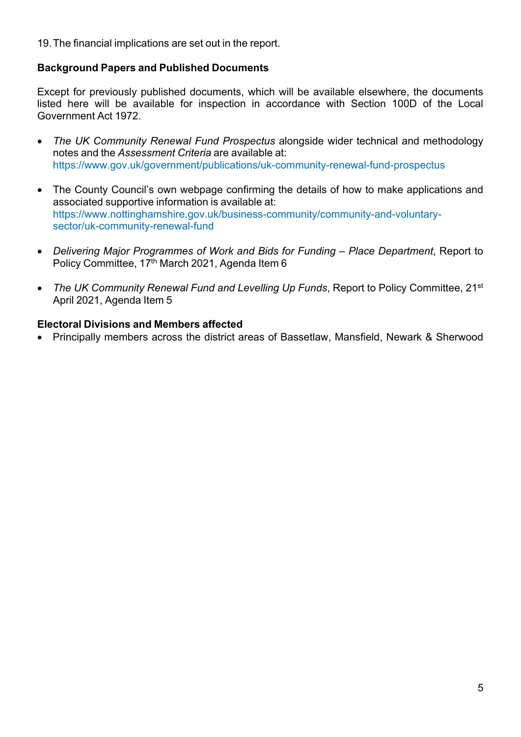19. The financial implications are set out in the report.

**Background Papers and Published Documents**

Except for previously published documents, which will be available elsewhere, the documents listed here will be available for inspection in accordance with Section 100D of the Local Government Act 1972.

- *The UK Community Renewal Fund Prospectus* alongside wider technical and methodology notes and the *Assessment Criteria* are available at: https://www.gov.uk/government/publications/uk-community-renewal-fund-prospectus

- The County Council's own webpage confirming the details of how to make applications and associated supportive information is available at: https://www.nottinghamshire.gov.uk/business-community/community-and-voluntary-sector/uk-community-renewal-fund

- *Delivering Major Programmes of Work and Bids for Funding – Place Department*, Report to Policy Committee, 17th March 2021, Agenda Item 6

- *The UK Community Renewal Fund and Levelling Up Funds*, Report to Policy Committee, 21st April 2021, Agenda Item 5

**Electoral Divisions and Members affected**

- Principally members across the district areas of Bassetlaw, Mansfield, Newark & Sherwood